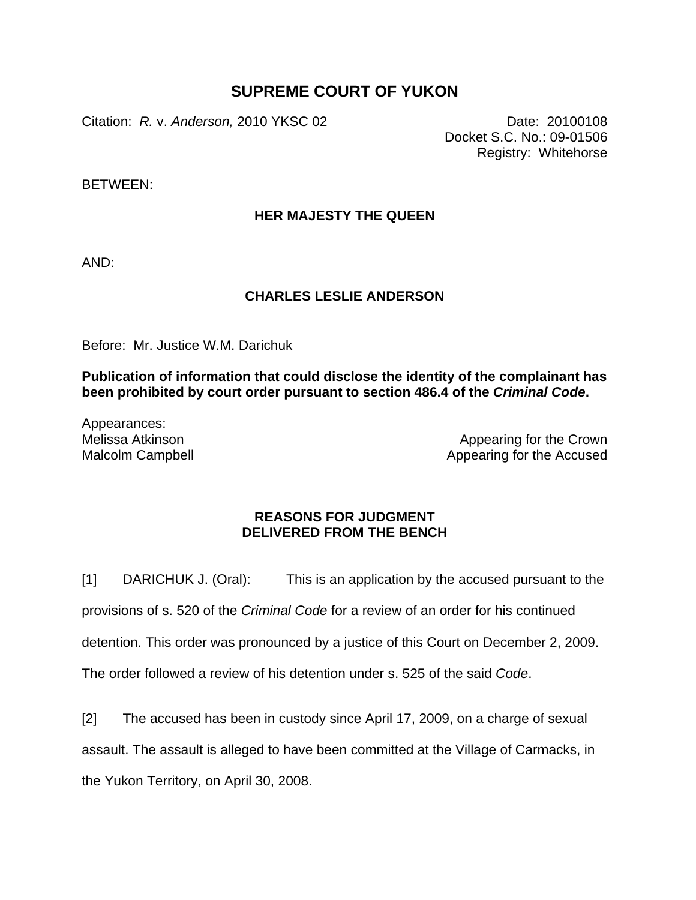# SUPREME COURT OF YUKON

Citation: *R.* v. *Anderson,* 2010 YKSC 02

Date: 20100108
Docket S.C. No.: 09-01506
Registry: Whitehorse

BETWEEN:

**HER MAJESTY THE QUEEN**

AND:

**CHARLES LESLIE ANDERSON**

Before: Mr. Justice W.M. Darichuk

**Publication of information that could disclose the identity of the complainant has been prohibited by court order pursuant to section 486.4 of the *Criminal Code*.**

Appearances:

| | |
|---|---|
| Melissa Atkinson | Appearing for the Crown |
| Malcolm Campbell | Appearing for the Accused |

**REASONS FOR JUDGMENT
DELIVERED FROM THE BENCH**

[1] DARICHUK J. (Oral): This is an application by the accused pursuant to the provisions of s. 520 of the *Criminal Code* for a review of an order for his continued detention. This order was pronounced by a justice of this Court on December 2, 2009. The order followed a review of his detention under s. 525 of the said *Code*.

[2] The accused has been in custody since April 17, 2009, on a charge of sexual assault. The assault is alleged to have been committed at the Village of Carmacks, in the Yukon Territory, on April 30, 2008.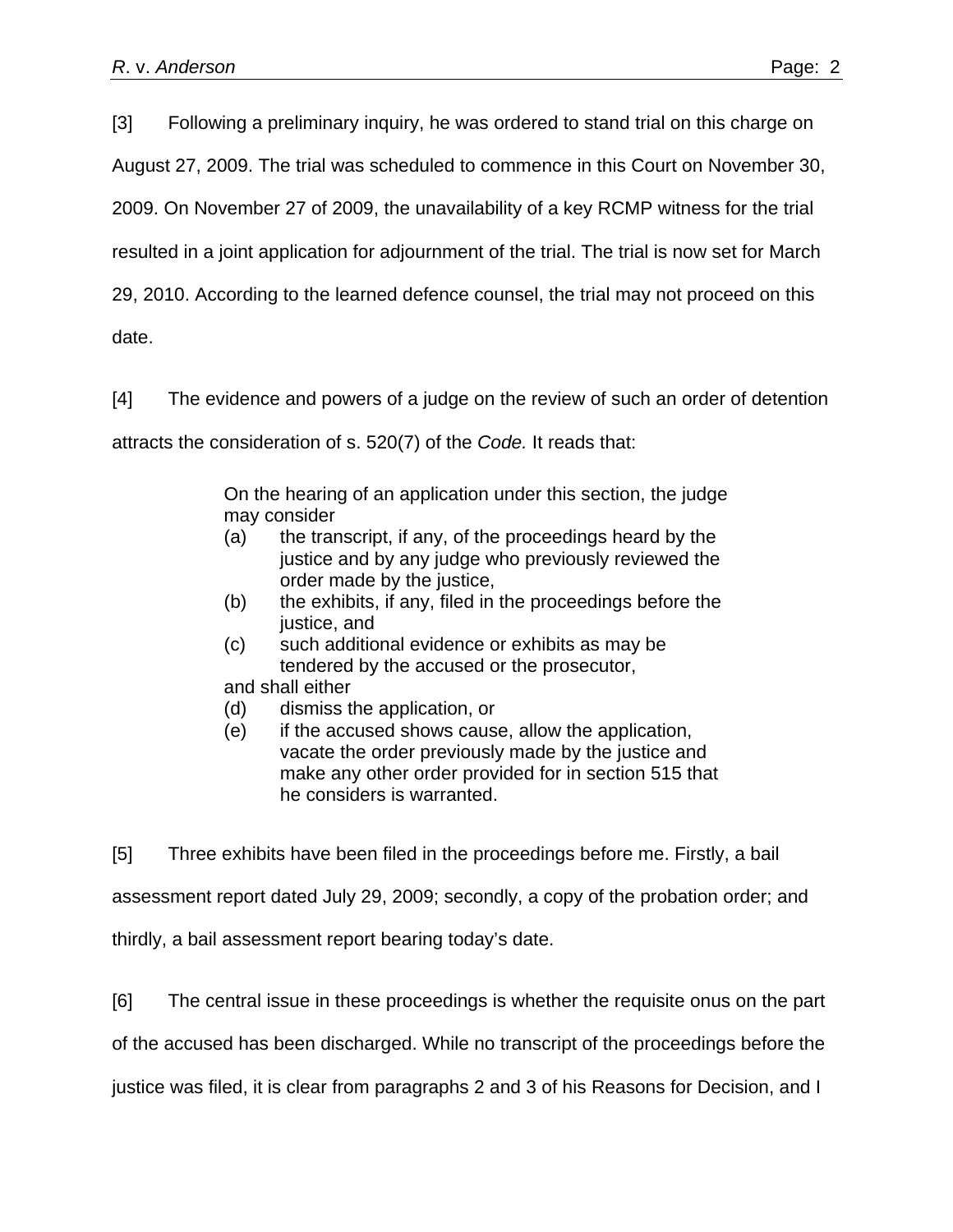[3] Following a preliminary inquiry, he was ordered to stand trial on this charge on August 27, 2009. The trial was scheduled to commence in this Court on November 30, 2009. On November 27 of 2009, the unavailability of a key RCMP witness for the trial resulted in a joint application for adjournment of the trial. The trial is now set for March 29, 2010. According to the learned defence counsel, the trial may not proceed on this date.

[4] The evidence and powers of a judge on the review of such an order of detention attracts the consideration of s. 520(7) of the *Code.* It reads that:

> On the hearing of an application under this section, the judge may consider
> (a) the transcript, if any, of the proceedings heard by the justice and by any judge who previously reviewed the order made by the justice,
> (b) the exhibits, if any, filed in the proceedings before the justice, and
> (c) such additional evidence or exhibits as may be tendered by the accused or the prosecutor,
>
> and shall either
> (d) dismiss the application, or
> (e) if the accused shows cause, allow the application, vacate the order previously made by the justice and make any other order provided for in section 515 that he considers is warranted.

[5] Three exhibits have been filed in the proceedings before me. Firstly, a bail assessment report dated July 29, 2009; secondly, a copy of the probation order; and thirdly, a bail assessment report bearing today's date.

[6] The central issue in these proceedings is whether the requisite onus on the part of the accused has been discharged. While no transcript of the proceedings before the justice was filed, it is clear from paragraphs 2 and 3 of his Reasons for Decision, and I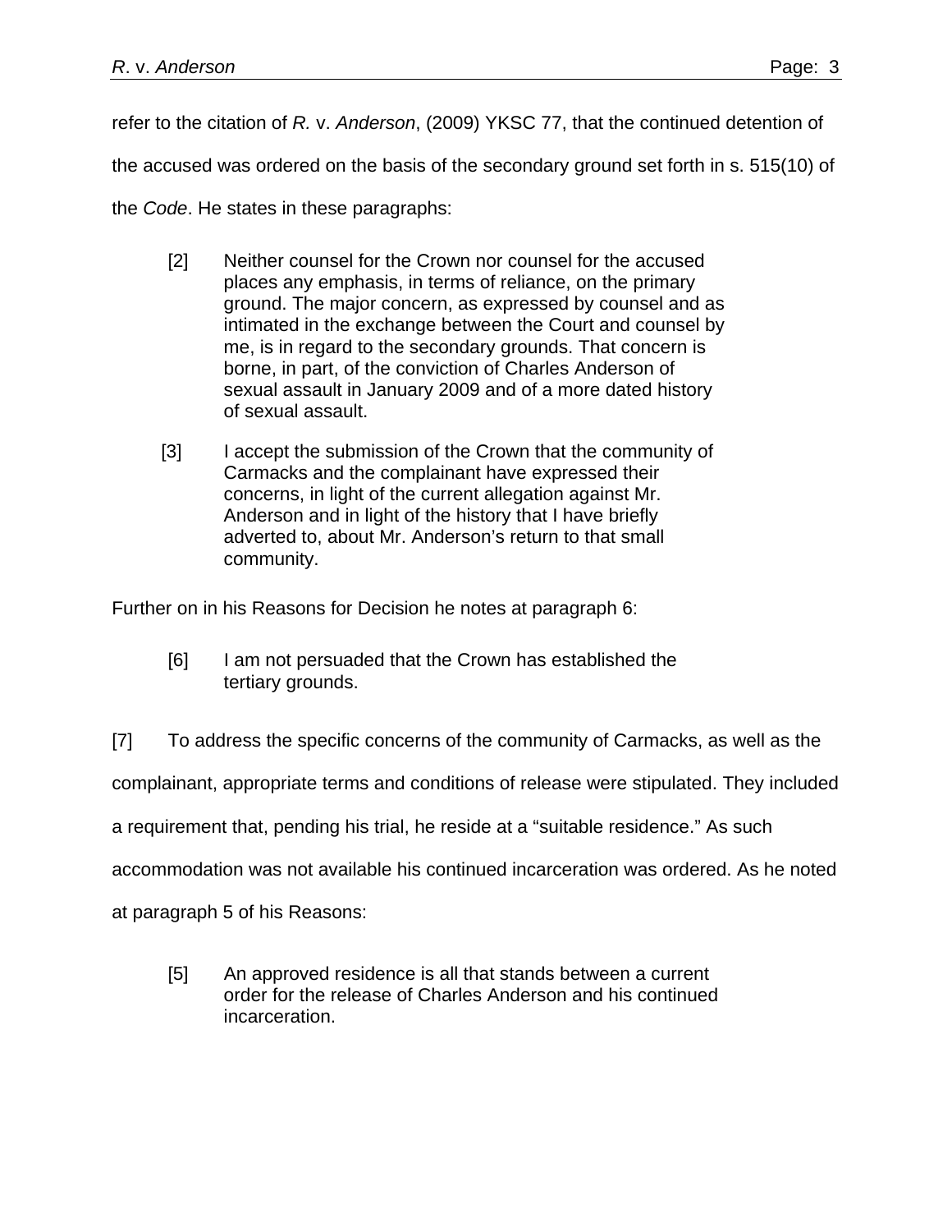refer to the citation of *R.* v. *Anderson*, (2009) YKSC 77, that the continued detention of the accused was ordered on the basis of the secondary ground set forth in s. 515(10) of the *Code*. He states in these paragraphs:

> [2] Neither counsel for the Crown nor counsel for the accused places any emphasis, in terms of reliance, on the primary ground. The major concern, as expressed by counsel and as intimated in the exchange between the Court and counsel by me, is in regard to the secondary grounds. That concern is borne, in part, of the conviction of Charles Anderson of sexual assault in January 2009 and of a more dated history of sexual assault.
>
> [3] I accept the submission of the Crown that the community of Carmacks and the complainant have expressed their concerns, in light of the current allegation against Mr. Anderson and in light of the history that I have briefly adverted to, about Mr. Anderson's return to that small community.

Further on in his Reasons for Decision he notes at paragraph 6:

> [6] I am not persuaded that the Crown has established the tertiary grounds.

[7] To address the specific concerns of the community of Carmacks, as well as the complainant, appropriate terms and conditions of release were stipulated. They included a requirement that, pending his trial, he reside at a "suitable residence." As such accommodation was not available his continued incarceration was ordered. As he noted at paragraph 5 of his Reasons:

> [5] An approved residence is all that stands between a current order for the release of Charles Anderson and his continued incarceration.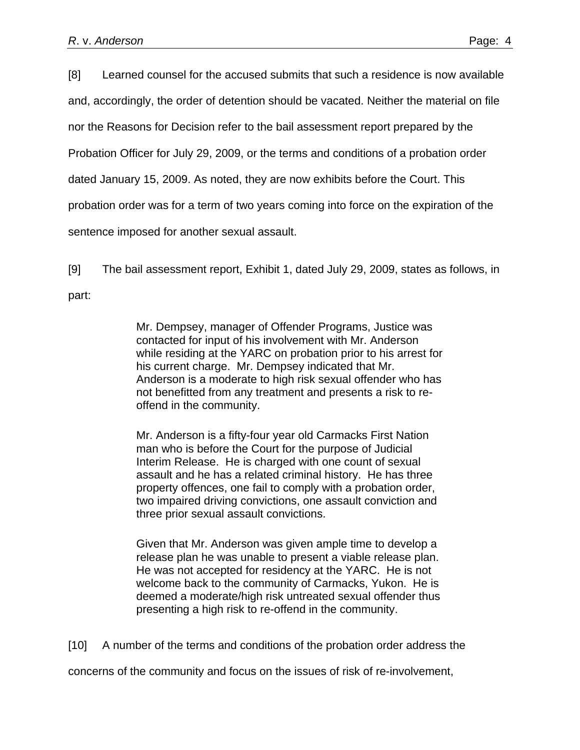[8] Learned counsel for the accused submits that such a residence is now available and, accordingly, the order of detention should be vacated. Neither the material on file nor the Reasons for Decision refer to the bail assessment report prepared by the Probation Officer for July 29, 2009, or the terms and conditions of a probation order dated January 15, 2009. As noted, they are now exhibits before the Court. This probation order was for a term of two years coming into force on the expiration of the sentence imposed for another sexual assault.

[9] The bail assessment report, Exhibit 1, dated July 29, 2009, states as follows, in part:

> Mr. Dempsey, manager of Offender Programs, Justice was contacted for input of his involvement with Mr. Anderson while residing at the YARC on probation prior to his arrest for his current charge. Mr. Dempsey indicated that Mr. Anderson is a moderate to high risk sexual offender who has not benefitted from any treatment and presents a risk to re-offend in the community.
>
> Mr. Anderson is a fifty-four year old Carmacks First Nation man who is before the Court for the purpose of Judicial Interim Release. He is charged with one count of sexual assault and he has a related criminal history. He has three property offences, one fail to comply with a probation order, two impaired driving convictions, one assault conviction and three prior sexual assault convictions.
>
> Given that Mr. Anderson was given ample time to develop a release plan he was unable to present a viable release plan. He was not accepted for residency at the YARC. He is not welcome back to the community of Carmacks, Yukon. He is deemed a moderate/high risk untreated sexual offender thus presenting a high risk to re-offend in the community.

[10] A number of the terms and conditions of the probation order address the concerns of the community and focus on the issues of risk of re-involvement,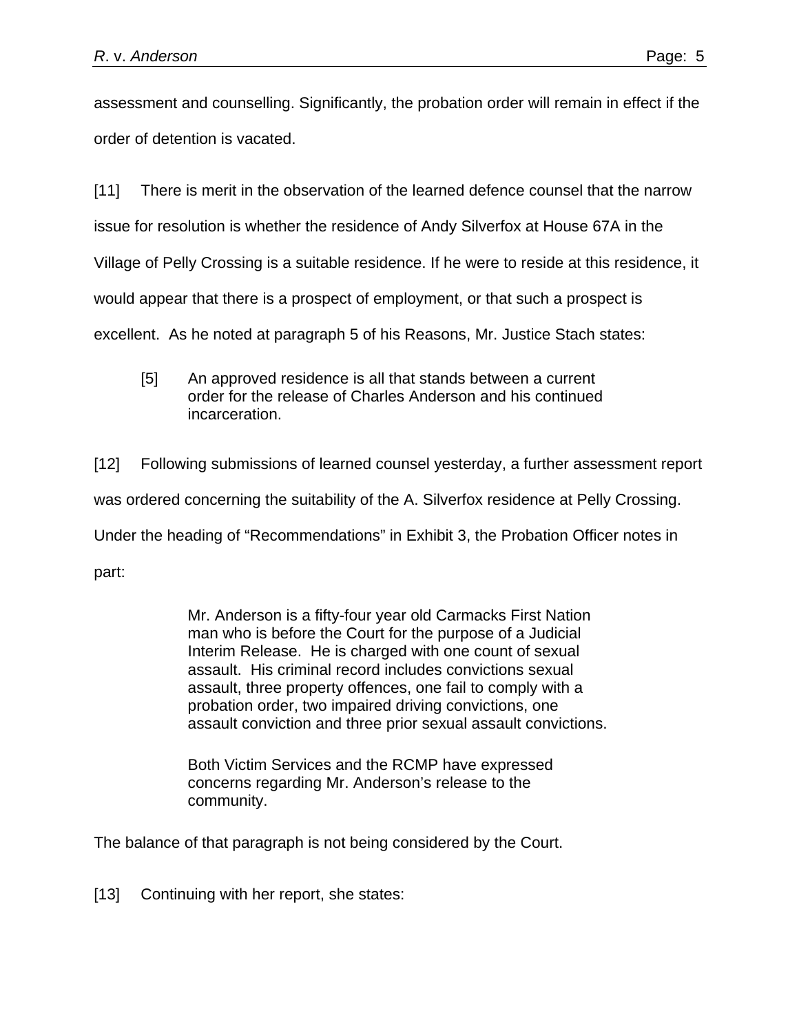assessment and counselling. Significantly, the probation order will remain in effect if the order of detention is vacated.

[11] There is merit in the observation of the learned defence counsel that the narrow issue for resolution is whether the residence of Andy Silverfox at House 67A in the Village of Pelly Crossing is a suitable residence. If he were to reside at this residence, it would appear that there is a prospect of employment, or that such a prospect is excellent. As he noted at paragraph 5 of his Reasons, Mr. Justice Stach states:

> [5] An approved residence is all that stands between a current order for the release of Charles Anderson and his continued incarceration.

[12] Following submissions of learned counsel yesterday, a further assessment report was ordered concerning the suitability of the A. Silverfox residence at Pelly Crossing. Under the heading of "Recommendations" in Exhibit 3, the Probation Officer notes in part:

> Mr. Anderson is a fifty-four year old Carmacks First Nation man who is before the Court for the purpose of a Judicial Interim Release. He is charged with one count of sexual assault. His criminal record includes convictions sexual assault, three property offences, one fail to comply with a probation order, two impaired driving convictions, one assault conviction and three prior sexual assault convictions.
>
> Both Victim Services and the RCMP have expressed concerns regarding Mr. Anderson's release to the community.

The balance of that paragraph is not being considered by the Court.

[13] Continuing with her report, she states: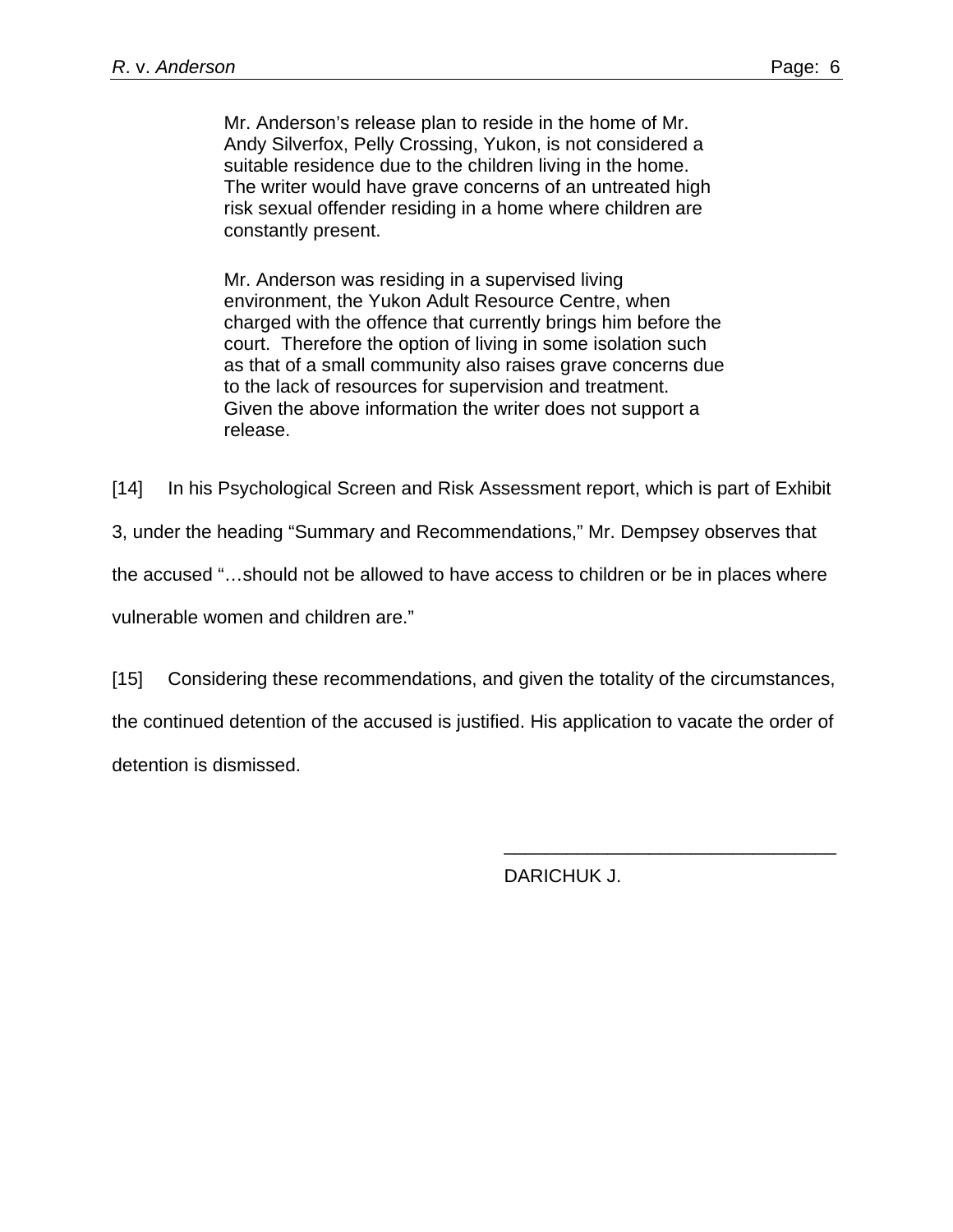> Mr. Anderson's release plan to reside in the home of Mr. Andy Silverfox, Pelly Crossing, Yukon, is not considered a suitable residence due to the children living in the home. The writer would have grave concerns of an untreated high risk sexual offender residing in a home where children are constantly present.
>
> Mr. Anderson was residing in a supervised living environment, the Yukon Adult Resource Centre, when charged with the offence that currently brings him before the court. Therefore the option of living in some isolation such as that of a small community also raises grave concerns due to the lack of resources for supervision and treatment. Given the above information the writer does not support a release.

[14] In his Psychological Screen and Risk Assessment report, which is part of Exhibit 3, under the heading "Summary and Recommendations," Mr. Dempsey observes that the accused "…should not be allowed to have access to children or be in places where vulnerable women and children are."

[15] Considering these recommendations, and given the totality of the circumstances, the continued detention of the accused is justified. His application to vacate the order of detention is dismissed.

\_\_\_\_\_\_\_\_\_\_\_\_\_\_\_\_\_\_\_\_\_\_\_\_\_\_\_\_\_\_\_\_

DARICHUK J.